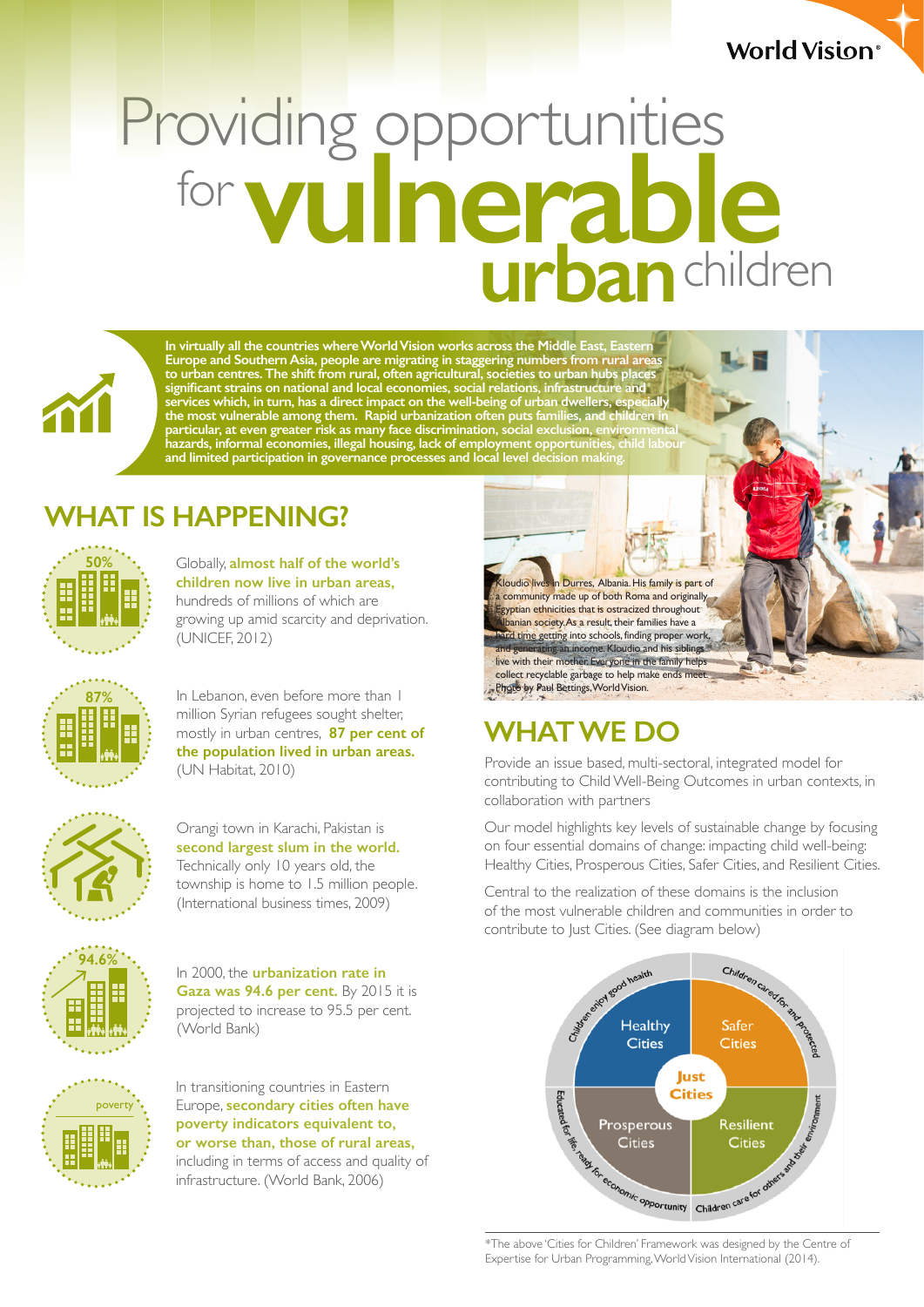# Providing opportunities for vulnerable urban children

**In virtually all the countries where World Vision works across the Middle East, Eastern Europe and Southern Asia, people are migrating in staggering numbers from rural areas to urban centres. The shift from rural, often agricultural, societies to urban hubs places significant strains on national and local economies, social relations, infrastructure and services which, in turn, has a direct impact on the well-being of urban dwellers, especially the most vulnerable among them. Rapid urbanization often puts families, and children in particular, at even greater risk as many face discrimination, social exclusion, environmental hazards, informal economies, illegal housing, lack of employment opportunities, child labour and limited participation in governance processes and local level decision making.**

## WHAT IS HAPPENING?

50%

Globally, **almost half of the world's children now live in urban areas,** hundreds of millions of which are growing up amid scarcity and deprivation. (UNICEF, 2012)

87%

In Lebanon, even before more than 1 million Syrian refugees sought shelter, mostly in urban centres, **87 per cent of the population lived in urban areas.** (UN Habitat, 2010)

Orangi town in Karachi, Pakistan is **second largest slum in the world.** Technically only 10 years old, the township is home to 1.5 million people. (International business times, 2009)

94.6%

In 2000, the **urbanization rate in Gaza was 94.6 per cent.** By 2015 it is projected to increase to 95.5 per cent. (World Bank)

poverty

In transitioning countries in Eastern Europe, **secondary cities often have poverty indicators equivalent to, or worse than, those of rural areas,** including in terms of access and quality of infrastructure. (World Bank, 2006)

Kloudio lives in Durres, Albania. His family is part of a community made up of both Roma and originally Egyptian ethnicities that is ostracized throughout Albanian society. As a result, their families have a hard time getting into schools, finding proper work, and generating an income. Kloudio and his siblings live with their mother. Everyone in the family helps collect recyclable garbage to help make ends meet. Photo by Paul Bettings, World Vision.

## WHAT WE DO

Provide an issue based, multi-sectoral, integrated model for contributing to Child Well-Being Outcomes in urban contexts, in collaboration with partners

Our model highlights key levels of sustainable change by focusing on four essential domains of change: impacting child well-being: Healthy Cities, Prosperous Cities, Safer Cities, and Resilient Cities.

Central to the realization of these domains is the inclusion of the most vulnerable children and communities in order to contribute to Just Cities. (See diagram below)

- Healthy Cities — Children enjoy good health
- Safer Cities — Children cared for and protected
- Prosperous Cities — Educated for life, ready for economic opportunity
- Resilient Cities — Children care for others and their environment
- Just Cities

*The above 'Cities for Children' Framework was designed by the Centre of Expertise for Urban Programming, World Vision International (2014).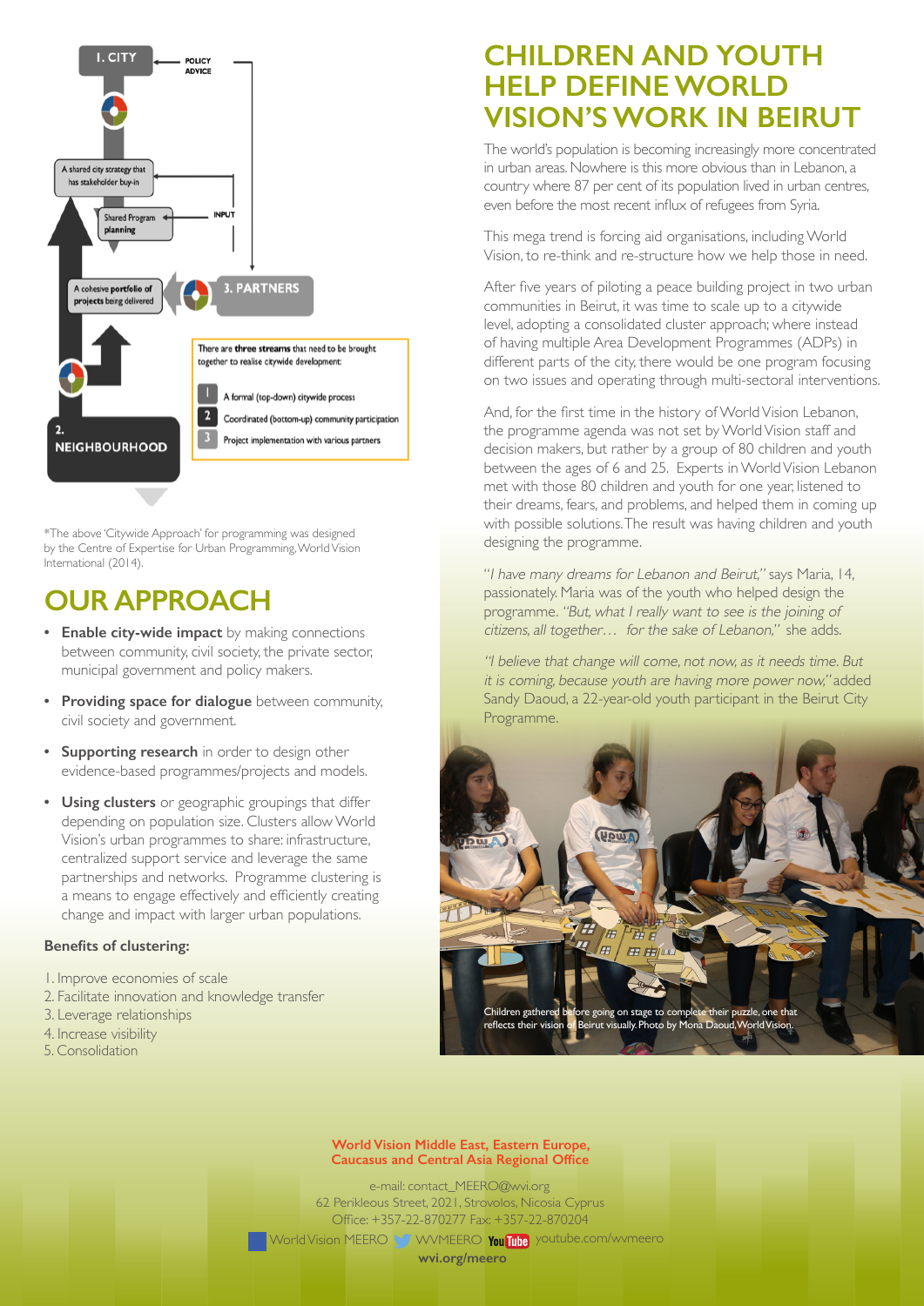I. CITY

POLICY ADVICE

A shared city strategy that has stakeholder buy-in

Shared Program planning

INPUT

A cohesive portfolio of projects being delivered

3. PARTNERS

2. NEIGHBOURHOOD

There are **three streams** that need to be brought together to realise citywide development:

1. A formal (top-down) citywide process
2. Coordinated (bottom-up) community participation
3. Project implementation with various partners

*The above 'Citywide Approach' for programming was designed by the Centre of Expertise for Urban Programming, World Vision International (2014).

# OUR APPROACH

- **Enable city-wide impact** by making connections between community, civil society, the private sector, municipal government and policy makers.
- **Providing space for dialogue** between community, civil society and government.
- **Supporting research** in order to design other evidence-based programmes/projects and models.
- **Using clusters** or geographic groupings that differ depending on population size. Clusters allow World Vision's urban programmes to share: infrastructure, centralized support service and leverage the same partnerships and networks. Programme clustering is a means to engage effectively and efficiently creating change and impact with larger urban populations.

**Benefits of clustering:**

1. Improve economies of scale
2. Facilitate innovation and knowledge transfer
3. Leverage relationships
4. Increase visibility
5. Consolidation

# CHILDREN AND YOUTH HELP DEFINE WORLD VISION'S WORK IN BEIRUT

The world's population is becoming increasingly more concentrated in urban areas. Nowhere is this more obvious than in Lebanon, a country where 87 per cent of its population lived in urban centres, even before the most recent influx of refugees from Syria.

This mega trend is forcing aid organisations, including World Vision, to re-think and re-structure how we help those in need.

After five years of piloting a peace building project in two urban communities in Beirut, it was time to scale up to a citywide level, adopting a consolidated cluster approach; where instead of having multiple Area Development Programmes (ADPs) in different parts of the city, there would be one program focusing on two issues and operating through multi-sectoral interventions.

And, for the first time in the history of World Vision Lebanon, the programme agenda was not set by World Vision staff and decision makers, but rather by a group of 80 children and youth between the ages of 6 and 25. Experts in World Vision Lebanon met with those 80 children and youth for one year, listened to their dreams, fears, and problems, and helped them in coming up with possible solutions. The result was having children and youth designing the programme.

*"I have many dreams for Lebanon and Beirut,"* says Maria, 14, passionately. Maria was of the youth who helped design the programme. *"But, what I really want to see is the joining of citizens, all together… for the sake of Lebanon,"* she adds.

*"I believe that change will come, not now, as it needs time. But it is coming, because youth are having more power now,"* added Sandy Daoud, a 22-year-old youth participant in the Beirut City Programme.

Children gathered before going on stage to complete their puzzle, one that reflects their vision of Beirut visually. Photo by Mona Daoud, World Vision.

**World Vision Middle East, Eastern Europe, Caucasus and Central Asia Regional Office**

e-mail: contact_MEERO@wvi.org
62 Perikleous Street, 2021, Strovolos, Nicosia Cyprus
Office: +357-22-870277 Fax: +357-22-870204
World Vision MEERO WVMEERO youtube.com/wvmeero
**wvi.org/meero**